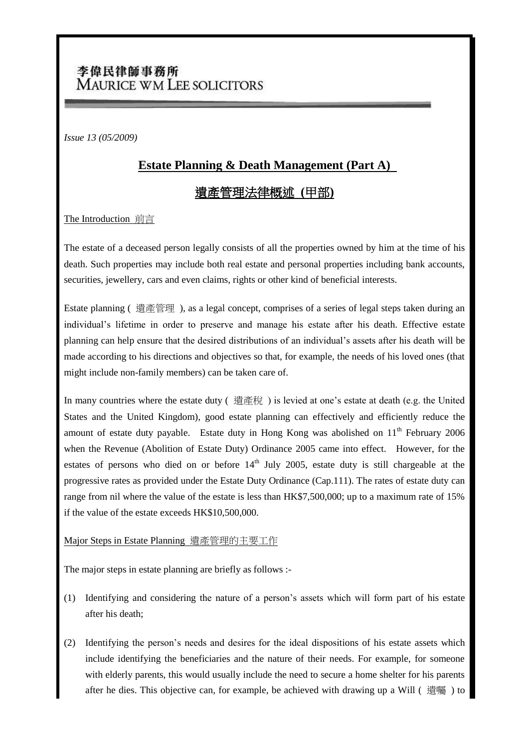李偉民律師事務所
MAURICE WM LEE SOLICITORS

*Issue 13 (05/2009)*

# Estate Planning & Death Management (Part A)

# 遺產管理法律概述 (甲部)

## The Introduction 前言

The estate of a deceased person legally consists of all the properties owned by him at the time of his death. Such properties may include both real estate and personal properties including bank accounts, securities, jewellery, cars and even claims, rights or other kind of beneficial interests.

Estate planning ( 遺產管理 ), as a legal concept, comprises of a series of legal steps taken during an individual's lifetime in order to preserve and manage his estate after his death. Effective estate planning can help ensure that the desired distributions of an individual's assets after his death will be made according to his directions and objectives so that, for example, the needs of his loved ones (that might include non-family members) can be taken care of.

In many countries where the estate duty ( 遺產稅 ) is levied at one's estate at death (e.g. the United States and the United Kingdom), good estate planning can effectively and efficiently reduce the amount of estate duty payable. Estate duty in Hong Kong was abolished on 11th February 2006 when the Revenue (Abolition of Estate Duty) Ordinance 2005 came into effect. However, for the estates of persons who died on or before 14th July 2005, estate duty is still chargeable at the progressive rates as provided under the Estate Duty Ordinance (Cap.111). The rates of estate duty can range from nil where the value of the estate is less than HK$7,500,000; up to a maximum rate of 15% if the value of the estate exceeds HK$10,500,000.

## Major Steps in Estate Planning 遺產管理的主要工作

The major steps in estate planning are briefly as follows :-

(1) Identifying and considering the nature of a person's assets which will form part of his estate after his death;

(2) Identifying the person's needs and desires for the ideal dispositions of his estate assets which include identifying the beneficiaries and the nature of their needs. For example, for someone with elderly parents, this would usually include the need to secure a home shelter for his parents after he dies. This objective can, for example, be achieved with drawing up a Will ( 遺囑 ) to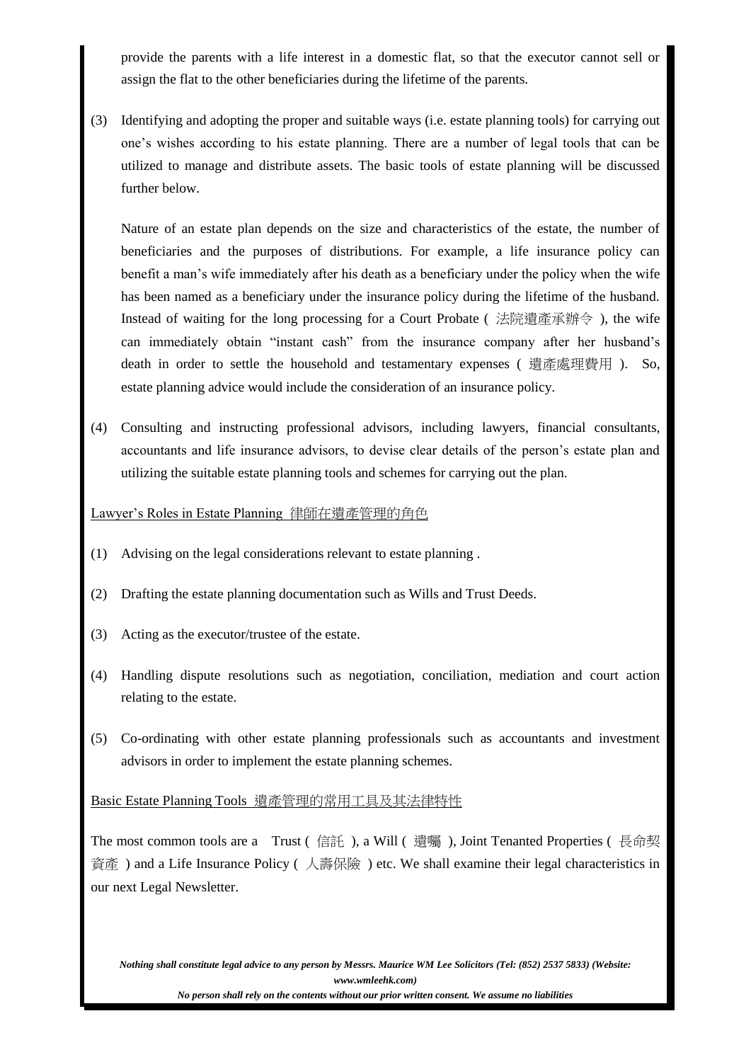provide the parents with a life interest in a domestic flat, so that the executor cannot sell or assign the flat to the other beneficiaries during the lifetime of the parents.

(3) Identifying and adopting the proper and suitable ways (i.e. estate planning tools) for carrying out one's wishes according to his estate planning. There are a number of legal tools that can be utilized to manage and distribute assets. The basic tools of estate planning will be discussed further below.

Nature of an estate plan depends on the size and characteristics of the estate, the number of beneficiaries and the purposes of distributions. For example, a life insurance policy can benefit a man's wife immediately after his death as a beneficiary under the policy when the wife has been named as a beneficiary under the insurance policy during the lifetime of the husband. Instead of waiting for the long processing for a Court Probate ( 法院遺產承辦令 ), the wife can immediately obtain "instant cash" from the insurance company after her husband's death in order to settle the household and testamentary expenses ( 遺產處理費用 ). So, estate planning advice would include the consideration of an insurance policy.

(4) Consulting and instructing professional advisors, including lawyers, financial consultants, accountants and life insurance advisors, to devise clear details of the person's estate plan and utilizing the suitable estate planning tools and schemes for carrying out the plan.

Lawyer's Roles in Estate Planning 律師在遺產管理的角色

(1) Advising on the legal considerations relevant to estate planning .

(2) Drafting the estate planning documentation such as Wills and Trust Deeds.

(3) Acting as the executor/trustee of the estate.

(4) Handling dispute resolutions such as negotiation, conciliation, mediation and court action relating to the estate.

(5) Co-ordinating with other estate planning professionals such as accountants and investment advisors in order to implement the estate planning schemes.

Basic Estate Planning Tools 遺產管理的常用工具及其法律特性

The most common tools are a Trust ( 信託 ), a Will ( 遺囑 ), Joint Tenanted Properties ( 長命契資產 ) and a Life Insurance Policy ( 人壽保險 ) etc. We shall examine their legal characteristics in our next Legal Newsletter.

*Nothing shall constitute legal advice to any person by Messrs. Maurice WM Lee Solicitors (Tel: (852) 2537 5833) (Website: www.wmleehk.com)*
*No person shall rely on the contents without our prior written consent. We assume no liabilities*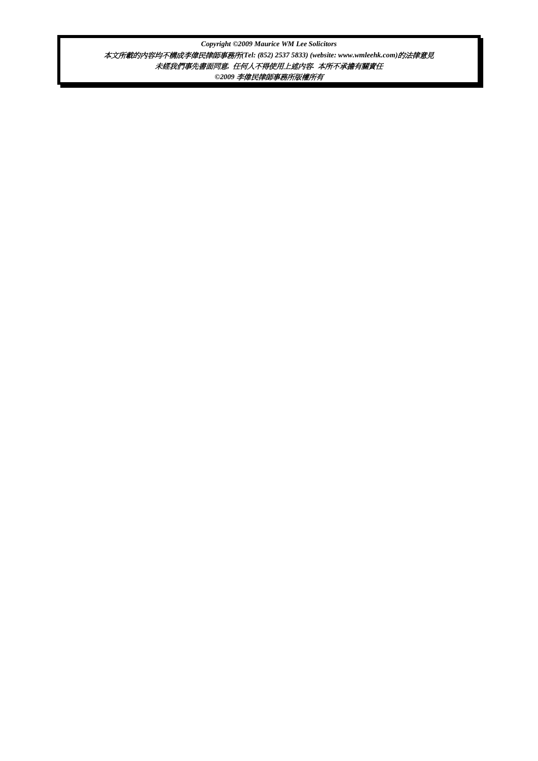*Copyright ©2009 Maurice WM Lee Solicitors*

*本文所載的內容均不構成李偉民律師事務所(Tel: (852) 2537 5833) (website: www.wmleehk.com)的法律意見*

*未經我們事先書面同意，任何人不得使用上述內容. 本所不承擔有關責任*

*©2009 李偉民律師事務所版權所有*